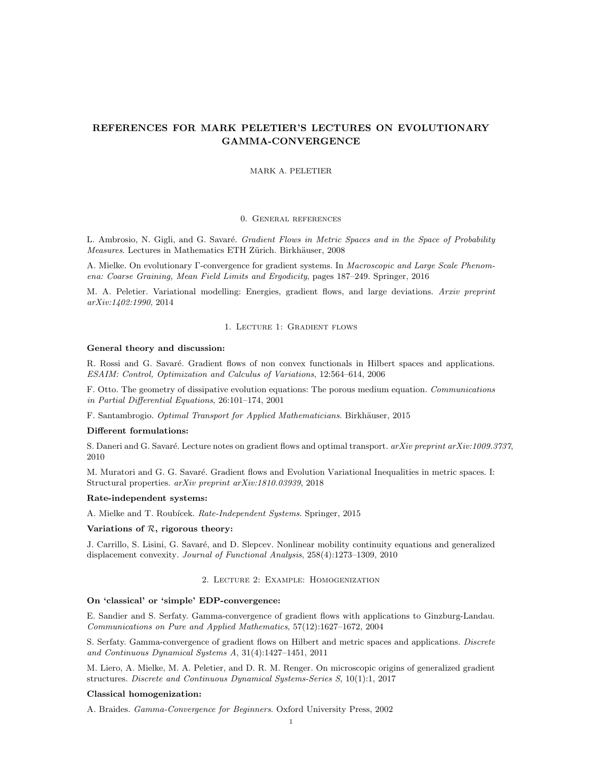# REFERENCES FOR MARK PELETIER'S LECTURES ON EVOLUTIONARY GAMMA-CONVERGENCE

MARK A. PELETIER

## 0. General references

L. Ambrosio, N. Gigli, and G. Savaré. *Gradient Flows in Metric Spaces and in the Space of Probability Measures*. Lectures in Mathematics ETH Zürich. Birkhäuser, 2008

A. Mielke. On evolutionary Γ-convergence for gradient systems. In *Macroscopic and Large Scale Phenomena: Coarse Graining, Mean Field Limits and Ergodicity*, pages 187–249. Springer, 2016

M. A. Peletier. Variational modelling: Energies, gradient flows, and large deviations. *Arxiv preprint arXiv:1402:1990*, 2014

## 1. Lecture 1: Gradient flows

**General theory and discussion:**

R. Rossi and G. Savaré. Gradient flows of non convex functionals in Hilbert spaces and applications. *ESAIM: Control, Optimization and Calculus of Variations*, 12:564–614, 2006

F. Otto. The geometry of dissipative evolution equations: The porous medium equation. *Communications in Partial Differential Equations*, 26:101–174, 2001

F. Santambrogio. *Optimal Transport for Applied Mathematicians*. Birkhäuser, 2015

**Different formulations:**

S. Daneri and G. Savaré. Lecture notes on gradient flows and optimal transport. *arXiv preprint arXiv:1009.3737*, 2010

M. Muratori and G. G. Savaré. Gradient flows and Evolution Variational Inequalities in metric spaces. I: Structural properties. *arXiv preprint arXiv:1810.03939*, 2018

**Rate-independent systems:**

A. Mielke and T. Roubícek. *Rate-Independent Systems*. Springer, 2015

**Variations of $\mathcal{R}$, rigorous theory:**

J. Carrillo, S. Lisini, G. Savaré, and D. Slepcev. Nonlinear mobility continuity equations and generalized displacement convexity. *Journal of Functional Analysis*, 258(4):1273–1309, 2010

## 2. Lecture 2: Example: Homogenization

**On 'classical' or 'simple' EDP-convergence:**

E. Sandier and S. Serfaty. Gamma-convergence of gradient flows with applications to Ginzburg-Landau. *Communications on Pure and Applied Mathematics*, 57(12):1627–1672, 2004

S. Serfaty. Gamma-convergence of gradient flows on Hilbert and metric spaces and applications. *Discrete and Continuous Dynamical Systems A*, 31(4):1427–1451, 2011

M. Liero, A. Mielke, M. A. Peletier, and D. R. M. Renger. On microscopic origins of generalized gradient structures. *Discrete and Continuous Dynamical Systems-Series S*, 10(1):1, 2017

**Classical homogenization:**

A. Braides. *Gamma-Convergence for Beginners*. Oxford University Press, 2002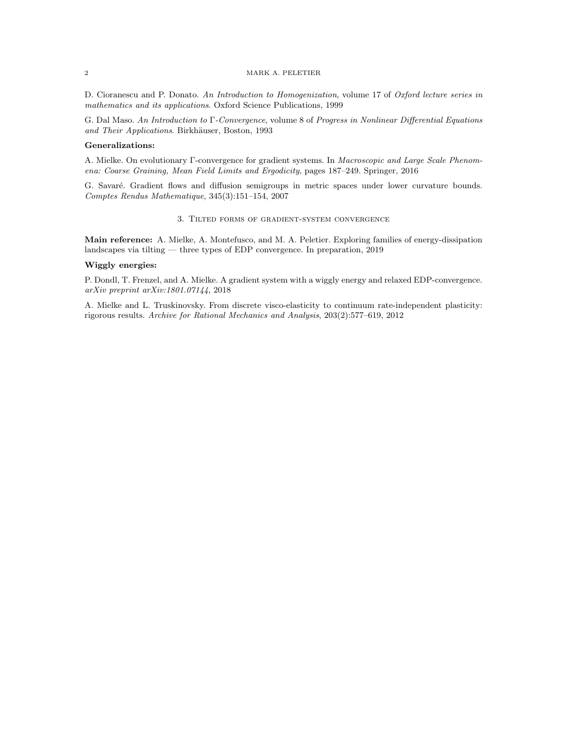D. Cioranescu and P. Donato. *An Introduction to Homogenization*, volume 17 of *Oxford lecture series in mathematics and its applications*. Oxford Science Publications, 1999

G. Dal Maso. *An Introduction to Γ-Convergence*, volume 8 of *Progress in Nonlinear Differential Equations and Their Applications*. Birkhäuser, Boston, 1993

**Generalizations:**

A. Mielke. On evolutionary Γ-convergence for gradient systems. In *Macroscopic and Large Scale Phenomena: Coarse Graining, Mean Field Limits and Ergodicity*, pages 187–249. Springer, 2016

G. Savaré. Gradient flows and diffusion semigroups in metric spaces under lower curvature bounds. *Comptes Rendus Mathematique*, 345(3):151–154, 2007

## 3. Tilted forms of gradient-system convergence

**Main reference:** A. Mielke, A. Montefusco, and M. A. Peletier. Exploring families of energy-dissipation landscapes via tilting — three types of EDP convergence. In preparation, 2019

**Wiggly energies:**

P. Dondl, T. Frenzel, and A. Mielke. A gradient system with a wiggly energy and relaxed EDP-convergence. *arXiv preprint arXiv:1801.07144*, 2018

A. Mielke and L. Truskinovsky. From discrete visco-elasticity to continuum rate-independent plasticity: rigorous results. *Archive for Rational Mechanics and Analysis*, 203(2):577–619, 2012